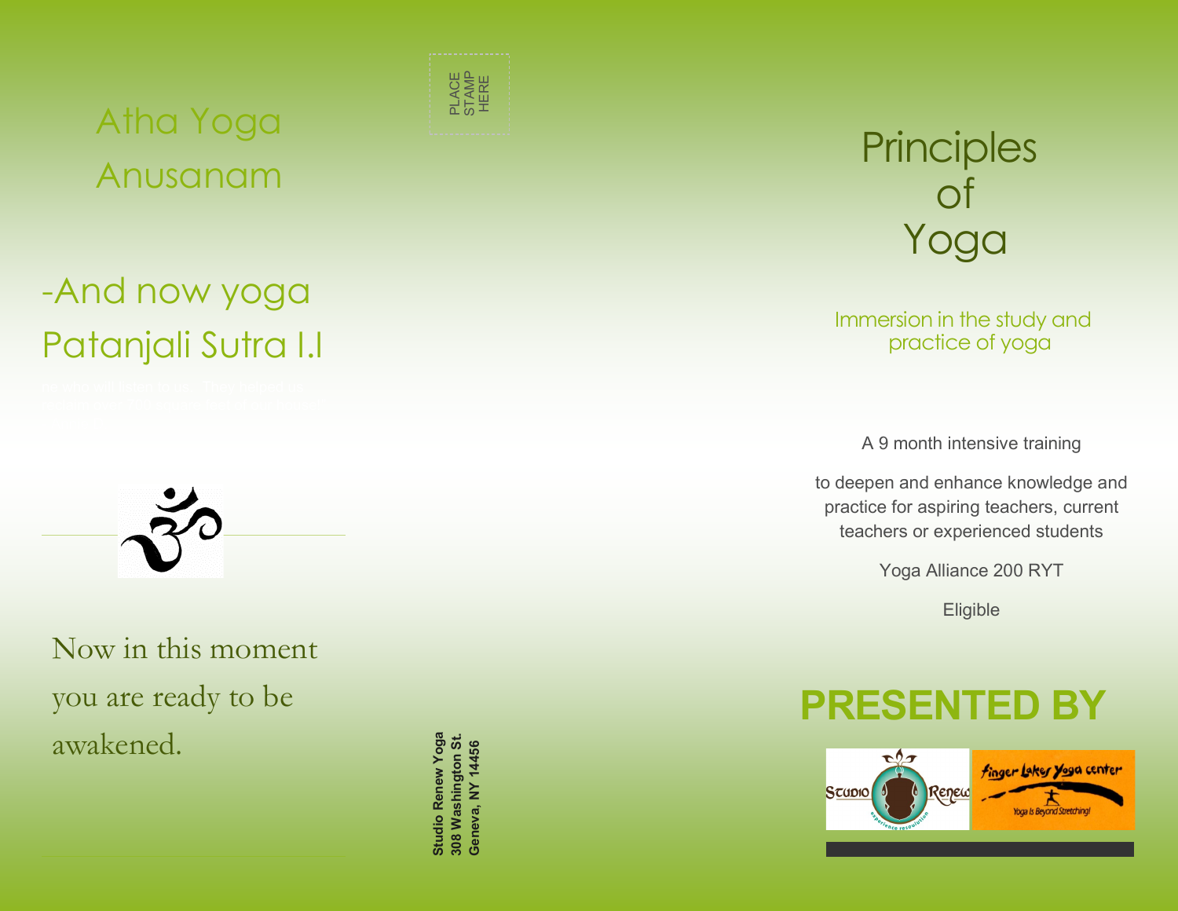Atha Yoga Anusanam

-And now yoga
Patanjali Sutra I.I

Now in this moment you are ready to be awakened.

PLACE STAMP HERE

**Studio Renew Yoga**
**308 Washington St.**
**Geneva, NY 14456**

# Principles of Yoga

## Immersion in the study and practice of yoga

A 9 month intensive training

to deepen and enhance knowledge and practice for aspiring teachers, current teachers or experienced students

Yoga Alliance 200 RYT

Eligible

**PRESENTED BY**

Studio Renew — experience resolution

Finger Lakes Yoga center — Yoga Is Beyond Stretching!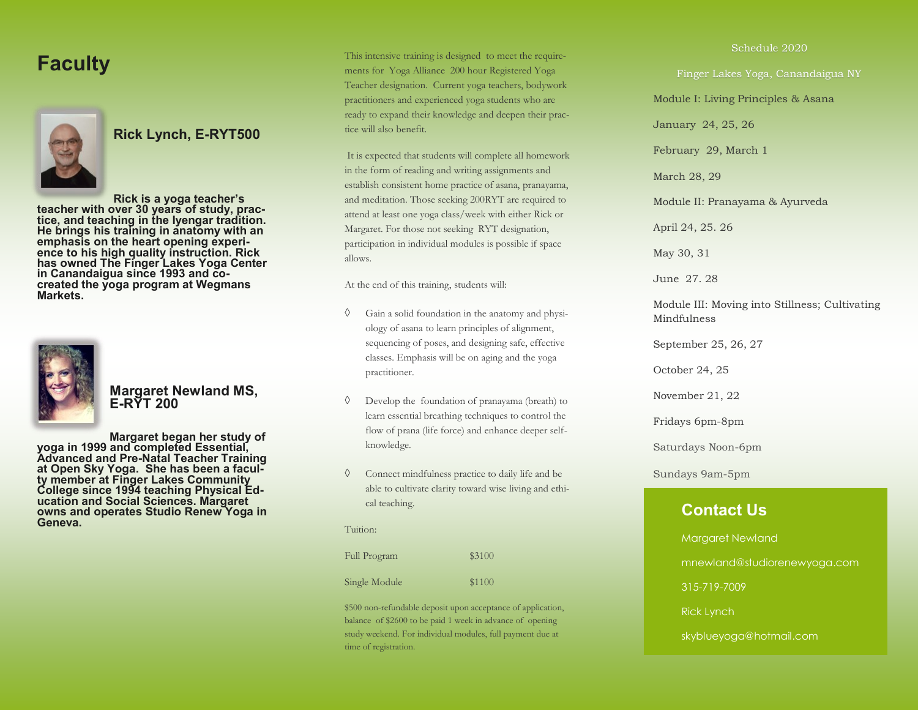# Faculty

## Rick Lynch, E-RYT500

**Rick is a yoga teacher's teacher with over 30 years of study, practice, and teaching in the Iyengar tradition. He brings his training in anatomy with an emphasis on the heart opening experience to his high quality instruction. Rick has owned The Finger Lakes Yoga Center in Canandaigua since 1993 and co-created the yoga program at Wegmans Markets.**

## Margaret Newland MS, E-RYT 200

**Margaret began her study of yoga in 1999 and completed Essential, Advanced and Pre-Natal Teacher Training at Open Sky Yoga. She has been a faculty member at Finger Lakes Community College since 1994 teaching Physical Education and Social Sciences. Margaret owns and operates Studio Renew Yoga in Geneva.**

This intensive training is designed to meet the requirements for Yoga Alliance 200 hour Registered Yoga Teacher designation. Current yoga teachers, bodywork practitioners and experienced yoga students who are ready to expand their knowledge and deepen their practice will also benefit.

It is expected that students will complete all homework in the form of reading and writing assignments and establish consistent home practice of asana, pranayama, and meditation. Those seeking 200RYT are required to attend at least one yoga class/week with either Rick or Margaret. For those not seeking RYT designation, participation in individual modules is possible if space allows.

At the end of this training, students will:

- ◊ Gain a solid foundation in the anatomy and physiology of asana to learn principles of alignment, sequencing of poses, and designing safe, effective classes. Emphasis will be on aging and the yoga practitioner.
- ◊ Develop the foundation of pranayama (breath) to learn essential breathing techniques to control the flow of prana (life force) and enhance deeper self-knowledge.
- ◊ Connect mindfulness practice to daily life and be able to cultivate clarity toward wise living and ethical teaching.

Tuition:

| | |
|---|---|
| Full Program | $3100 |
| Single Module | $1100 |

$500 non-refundable deposit upon acceptance of application, balance of $2600 to be paid 1 week in advance of opening study weekend. For individual modules, full payment due at time of registration.

Schedule 2020

Finger Lakes Yoga, Canandaigua NY

Module I: Living Principles & Asana

January 24, 25, 26

February 29, March 1

March 28, 29

Module II: Pranayama & Ayurveda

April 24, 25. 26

May 30, 31

June 27. 28

Module III: Moving into Stillness; Cultivating Mindfulness

September 25, 26, 27

October 24, 25

November 21, 22

Fridays 6pm-8pm

Saturdays Noon-6pm

Sundays 9am-5pm

## Contact Us

Margaret Newland

mnewland@studiorenewyoga.com

315-719-7009

Rick Lynch

skyblueyoga@hotmail.com